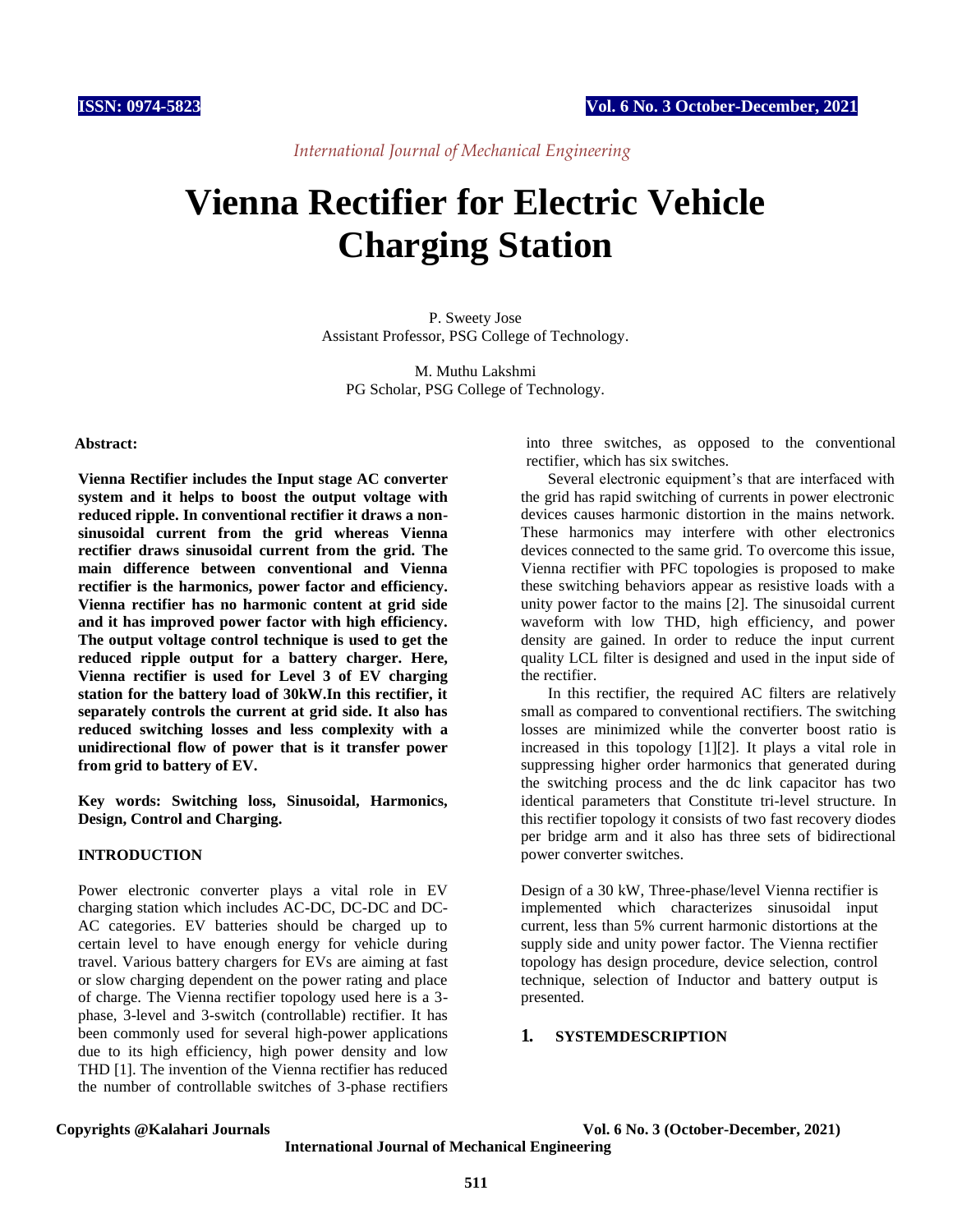*International Journal of Mechanical Engineering*

# Vienna Rectifier for Electric Vehicle Charging Station

P. Sweety Jose
Assistant Professor, PSG College of Technology.

M. Muthu Lakshmi
PG Scholar, PSG College of Technology.

**Abstract:**

**Vienna Rectifier includes the Input stage AC converter system and it helps to boost the output voltage with reduced ripple. In conventional rectifier it draws a non-sinusoidal current from the grid whereas Vienna rectifier draws sinusoidal current from the grid. The main difference between conventional and Vienna rectifier is the harmonics, power factor and efficiency. Vienna rectifier has no harmonic content at grid side and it has improved power factor with high efficiency. The output voltage control technique is used to get the reduced ripple output for a battery charger. Here, Vienna rectifier is used for Level 3 of EV charging station for the battery load of 30kW.In this rectifier, it separately controls the current at grid side. It also has reduced switching losses and less complexity with a unidirectional flow of power that is it transfer power from grid to battery of EV.**

**Key words: Switching loss, Sinusoidal, Harmonics, Design, Control and Charging.**

## INTRODUCTION

Power electronic converter plays a vital role in EV charging station which includes AC-DC, DC-DC and DC-AC categories. EV batteries should be charged up to certain level to have enough energy for vehicle during travel. Various battery chargers for EVs are aiming at fast or slow charging dependent on the power rating and place of charge. The Vienna rectifier topology used here is a 3-phase, 3-level and 3-switch (controllable) rectifier. It has been commonly used for several high-power applications due to its high efficiency, high power density and low THD [1]. The invention of the Vienna rectifier has reduced the number of controllable switches of 3-phase rectifiers into three switches, as opposed to the conventional rectifier, which has six switches.

Several electronic equipment's that are interfaced with the grid has rapid switching of currents in power electronic devices causes harmonic distortion in the mains network. These harmonics may interfere with other electronics devices connected to the same grid. To overcome this issue, Vienna rectifier with PFC topologies is proposed to make these switching behaviors appear as resistive loads with a unity power factor to the mains [2]. The sinusoidal current waveform with low THD, high efficiency, and power density are gained. In order to reduce the input current quality LCL filter is designed and used in the input side of the rectifier.

In this rectifier, the required AC filters are relatively small as compared to conventional rectifiers. The switching losses are minimized while the converter boost ratio is increased in this topology [1][2]. It plays a vital role in suppressing higher order harmonics that generated during the switching process and the dc link capacitor has two identical parameters that Constitute tri-level structure. In this rectifier topology it consists of two fast recovery diodes per bridge arm and it also has three sets of bidirectional power converter switches.

Design of a 30 kW, Three-phase/level Vienna rectifier is implemented which characterizes sinusoidal input current, less than 5% current harmonic distortions at the supply side and unity power factor. The Vienna rectifier topology has design procedure, device selection, control technique, selection of Inductor and battery output is presented.

## 1. SYSTEMDESCRIPTION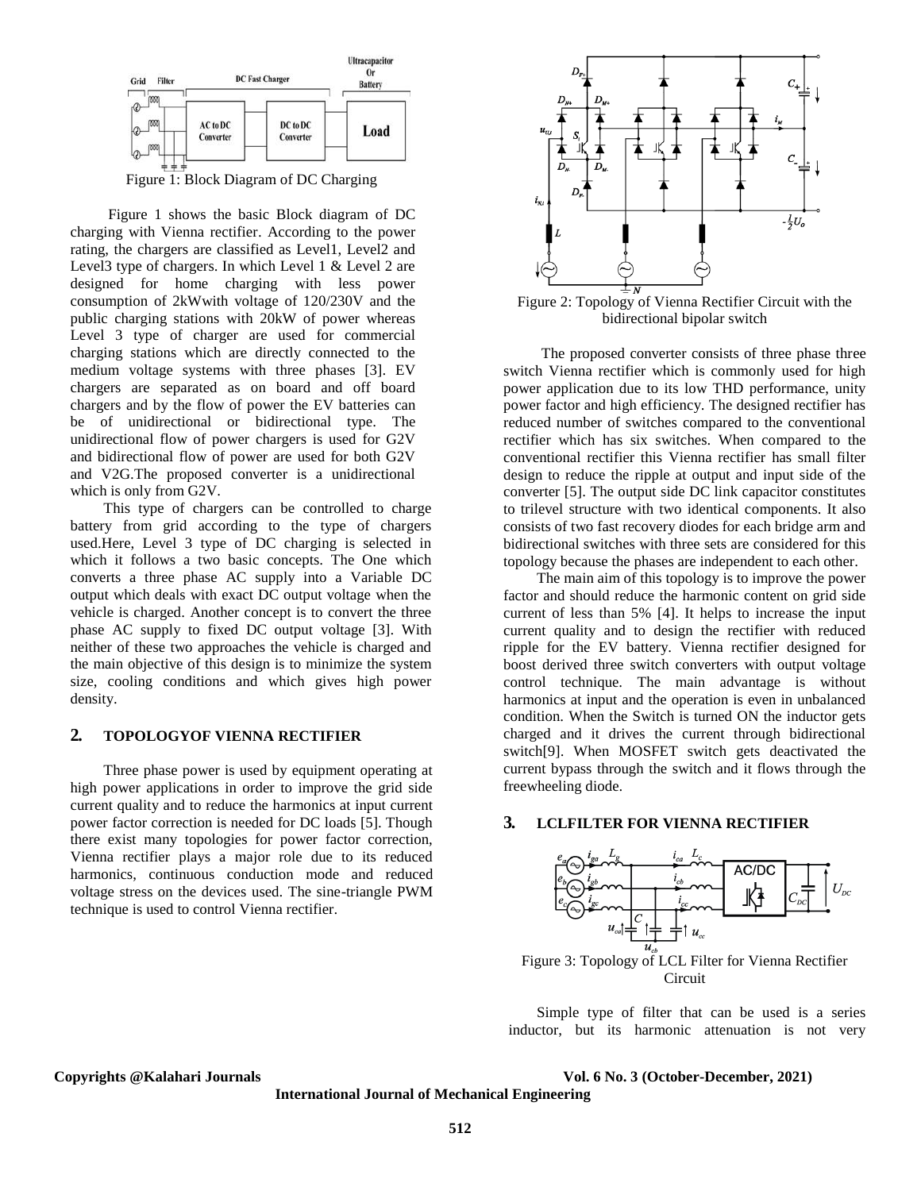Figure 1: Block Diagram of DC Charging

Figure 1 shows the basic Block diagram of DC charging with Vienna rectifier. According to the power rating, the chargers are classified as Level1, Level2 and Level3 type of chargers. In which Level 1 & Level 2 are designed for home charging with less power consumption of 2kWwith voltage of 120/230V and the public charging stations with 20kW of power whereas Level 3 type of charger are used for commercial charging stations which are directly connected to the medium voltage systems with three phases [3]. EV chargers are separated as on board and off board chargers and by the flow of power the EV batteries can be of unidirectional or bidirectional type. The unidirectional flow of power chargers is used for G2V and bidirectional flow of power are used for both G2V and V2G.The proposed converter is a unidirectional which is only from G2V.

This type of chargers can be controlled to charge battery from grid according to the type of chargers used.Here, Level 3 type of DC charging is selected in which it follows a two basic concepts. The One which converts a three phase AC supply into a Variable DC output which deals with exact DC output voltage when the vehicle is charged. Another concept is to convert the three phase AC supply to fixed DC output voltage [3]. With neither of these two approaches the vehicle is charged and the main objective of this design is to minimize the system size, cooling conditions and which gives high power density.

## 2. TOPOLOGYOF VIENNA RECTIFIER

Three phase power is used by equipment operating at high power applications in order to improve the grid side current quality and to reduce the harmonics at input current power factor correction is needed for DC loads [5]. Though there exist many topologies for power factor correction, Vienna rectifier plays a major role due to its reduced harmonics, continuous conduction mode and reduced voltage stress on the devices used. The sine-triangle PWM technique is used to control Vienna rectifier.

Figure 2: Topology of Vienna Rectifier Circuit with the bidirectional bipolar switch

The proposed converter consists of three phase three switch Vienna rectifier which is commonly used for high power application due to its low THD performance, unity power factor and high efficiency. The designed rectifier has reduced number of switches compared to the conventional rectifier which has six switches. When compared to the conventional rectifier this Vienna rectifier has small filter design to reduce the ripple at output and input side of the converter [5]. The output side DC link capacitor constitutes to trilevel structure with two identical components. It also consists of two fast recovery diodes for each bridge arm and bidirectional switches with three sets are considered for this topology because the phases are independent to each other.

The main aim of this topology is to improve the power factor and should reduce the harmonic content on grid side current of less than 5% [4]. It helps to increase the input current quality and to design the rectifier with reduced ripple for the EV battery. Vienna rectifier designed for boost derived three switch converters with output voltage control technique. The main advantage is without harmonics at input and the operation is even in unbalanced condition. When the Switch is turned ON the inductor gets charged and it drives the current through bidirectional switch[9]. When MOSFET switch gets deactivated the current bypass through the switch and it flows through the freewheeling diode.

## 3. LCLFILTER FOR VIENNA RECTIFIER

Figure 3: Topology of LCL Filter for Vienna Rectifier Circuit

Simple type of filter that can be used is a series inductor, but its harmonic attenuation is not very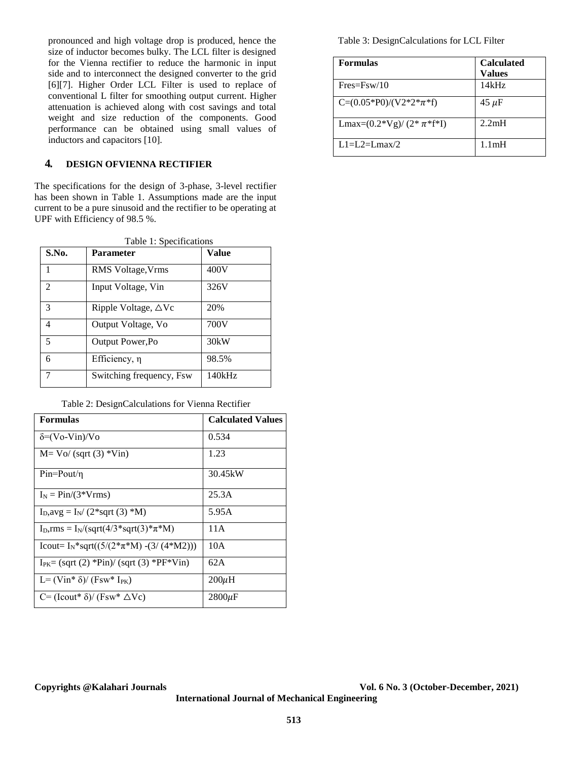pronounced and high voltage drop is produced, hence the size of inductor becomes bulky. The LCL filter is designed for the Vienna rectifier to reduce the harmonic in input side and to interconnect the designed converter to the grid [6][7]. Higher Order LCL Filter is used to replace of conventional L filter for smoothing output current. Higher attenuation is achieved along with cost savings and total weight and size reduction of the components. Good performance can be obtained using small values of inductors and capacitors [10].

## 4. DESIGN OFVIENNA RECTIFIER

The specifications for the design of 3-phase, 3-level rectifier has been shown in Table 1. Assumptions made are the input current to be a pure sinusoid and the rectifier to be operating at UPF with Efficiency of 98.5 %.

Table 1: Specifications

| S.No. | Parameter | Value |
|---|---|---|
| 1 | RMS Voltage,Vrms | 400V |
| 2 | Input Voltage, Vin | 326V |
| 3 | Ripple Voltage, $\triangle$Vc | 20% |
| 4 | Output Voltage, Vo | 700V |
| 5 | Output Power,Po | 30kW |
| 6 | Efficiency, $\eta$ | 98.5% |
| 7 | Switching frequency, Fsw | 140kHz |

Table 2: DesignCalculations for Vienna Rectifier

| Formulas | Calculated Values |
|---|---|
| $\delta$=(Vo-Vin)/Vo | 0.534 |
| M= Vo/ (sqrt (3) *Vin) | 1.23 |
| Pin=Pout/$\eta$ | 30.45kW |
| $I_N$ = Pin/(3*Vrms) | 25.3A |
| $I_D$,avg = $I_N$/ (2*sqrt (3) *M) | 5.95A |
| $I_D$,rms = $I_N$/(sqrt(4/3*sqrt(3)*$\pi$*M) | 11A |
| Icout= $I_N$*sqrt((5/(2*$\pi$*M) -(3/ (4*M2))) | 10A |
| $I_{PK}$= (sqrt (2) *Pin)/ (sqrt (3) *PF*Vin) | 62A |
| L= (Vin* $\delta$)/ (Fsw* $I_{PK}$) | 200$\mu$H |
| C= (Icout* $\delta$)/ (Fsw* $\triangle$Vc) | 2800$\mu$F |

Table 3: DesignCalculations for LCL Filter

| Formulas | Calculated Values |
|---|---|
| Fres=Fsw/10 | 14kHz |
| C=(0.05*P0)/(V2*2*$\pi$*f) | 45 $\mu$F |
| Lmax=(0.2*Vg)/ (2* $\pi$*f*I) | 2.2mH |
| L1=L2=Lmax/2 | 1.1mH |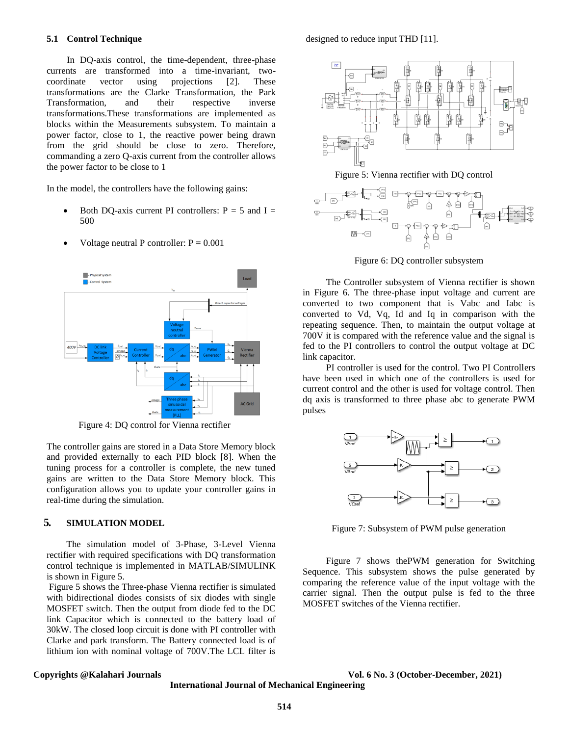### 5.1 Control Technique

In DQ-axis control, the time-dependent, three-phase currents are transformed into a time-invariant, two-coordinate vector using projections [2]. These transformations are the Clarke Transformation, the Park Transformation, and their respective inverse transformations.These transformations are implemented as blocks within the Measurements subsystem. To maintain a power factor, close to 1, the reactive power being drawn from the grid should be close to zero. Therefore, commanding a zero Q-axis current from the controller allows the power factor to be close to 1

In the model, the controllers have the following gains:

- Both DQ-axis current PI controllers: P = 5 and I = 500
- Voltage neutral P controller: P = 0.001

Figure 4: DQ control for Vienna rectifier

The controller gains are stored in a Data Store Memory block and provided externally to each PID block [8]. When the tuning process for a controller is complete, the new tuned gains are written to the Data Store Memory block. This configuration allows you to update your controller gains in real-time during the simulation.

## 5. SIMULATION MODEL

The simulation model of 3-Phase, 3-Level Vienna rectifier with required specifications with DQ transformation control technique is implemented in MATLAB/SIMULINK is shown in Figure 5.

Figure 5 shows the Three-phase Vienna rectifier is simulated with bidirectional diodes consists of six diodes with single MOSFET switch. Then the output from diode fed to the DC link Capacitor which is connected to the battery load of 30kW. The closed loop circuit is done with PI controller with Clarke and park transform. The Battery connected load is of lithium ion with nominal voltage of 700V.The LCL filter is designed to reduce input THD [11].

Figure 5: Vienna rectifier with DQ control

Figure 6: DQ controller subsystem

The Controller subsystem of Vienna rectifier is shown in Figure 6. The three-phase input voltage and current are converted to two component that is Vabc and Iabc is converted to Vd, Vq, Id and Iq in comparison with the repeating sequence. Then, to maintain the output voltage at 700V it is compared with the reference value and the signal is fed to the PI controllers to control the output voltage at DC link capacitor.

PI controller is used for the control. Two PI Controllers have been used in which one of the controllers is used for current control and the other is used for voltage control. Then dq axis is transformed to three phase abc to generate PWM pulses

Figure 7: Subsystem of PWM pulse generation

Figure 7 shows thePWM generation for Switching Sequence. This subsystem shows the pulse generated by comparing the reference value of the input voltage with the carrier signal. Then the output pulse is fed to the three MOSFET switches of the Vienna rectifier.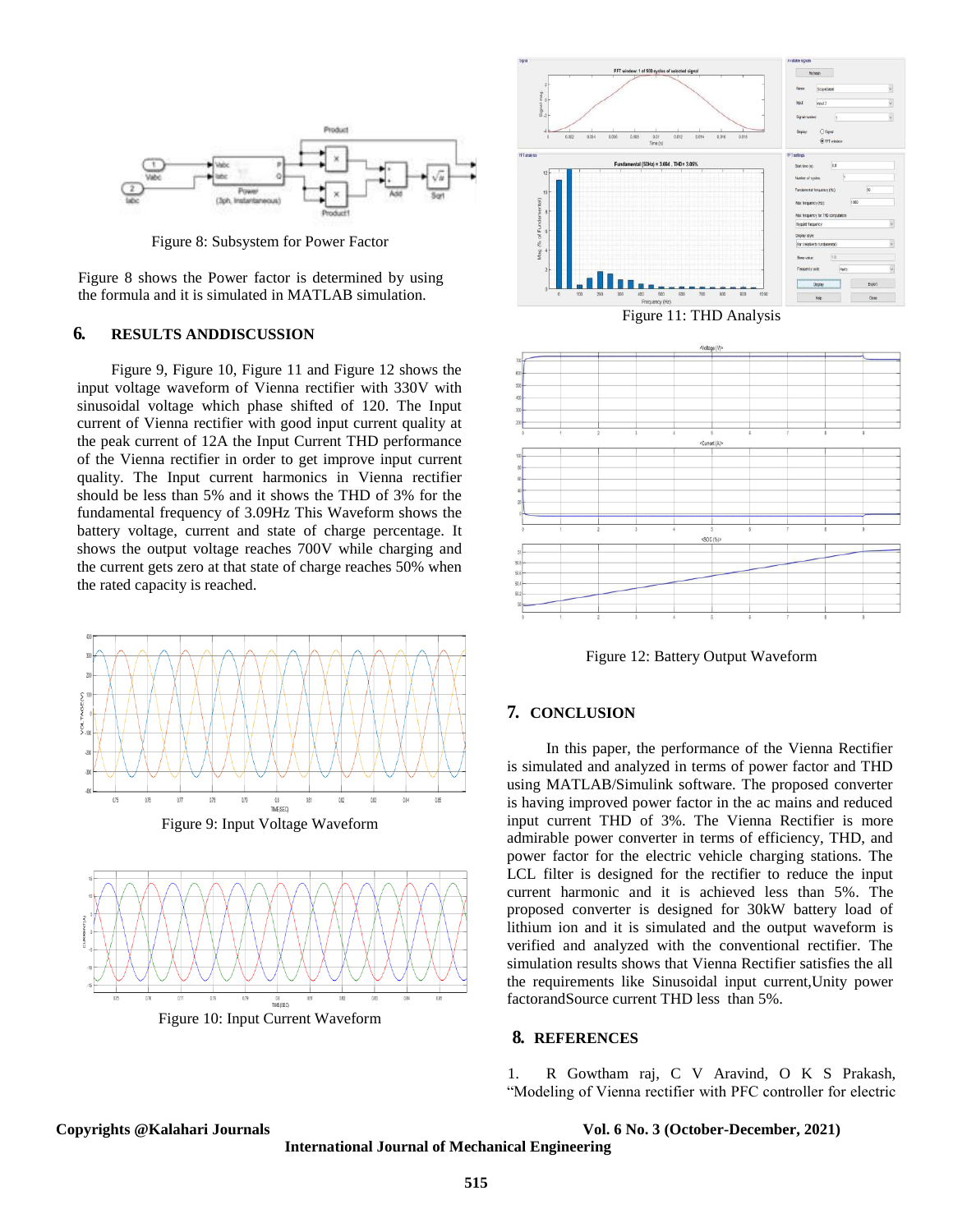Figure 8: Subsystem for Power Factor

Figure 8 shows the Power factor is determined by using the formula and it is simulated in MATLAB simulation.

## 6. RESULTS ANDDISCUSSION

Figure 9, Figure 10, Figure 11 and Figure 12 shows the input voltage waveform of Vienna rectifier with 330V with sinusoidal voltage which phase shifted of 120. The Input current of Vienna rectifier with good input current quality at the peak current of 12A the Input Current THD performance of the Vienna rectifier in order to get improve input current quality. The Input current harmonics in Vienna rectifier should be less than 5% and it shows the THD of 3% for the fundamental frequency of 3.09Hz This Waveform shows the battery voltage, current and state of charge percentage. It shows the output voltage reaches 700V while charging and the current gets zero at that state of charge reaches 50% when the rated capacity is reached.

Figure 9: Input Voltage Waveform

Figure 10: Input Current Waveform

Figure 11: THD Analysis

Figure 12: Battery Output Waveform

## 7. CONCLUSION

In this paper, the performance of the Vienna Rectifier is simulated and analyzed in terms of power factor and THD using MATLAB/Simulink software. The proposed converter is having improved power factor in the ac mains and reduced input current THD of 3%. The Vienna Rectifier is more admirable power converter in terms of efficiency, THD, and power factor for the electric vehicle charging stations. The LCL filter is designed for the rectifier to reduce the input current harmonic and it is achieved less than 5%. The proposed converter is designed for 30kW battery load of lithium ion and it is simulated and the output waveform is verified and analyzed with the conventional rectifier. The simulation results shows that Vienna Rectifier satisfies the all the requirements like Sinusoidal input current,Unity power factorandSource current THD less than 5%.

## 8. REFERENCES

1. R Gowtham raj, C V Aravind, O K S Prakash, "Modeling of Vienna rectifier with PFC controller for electric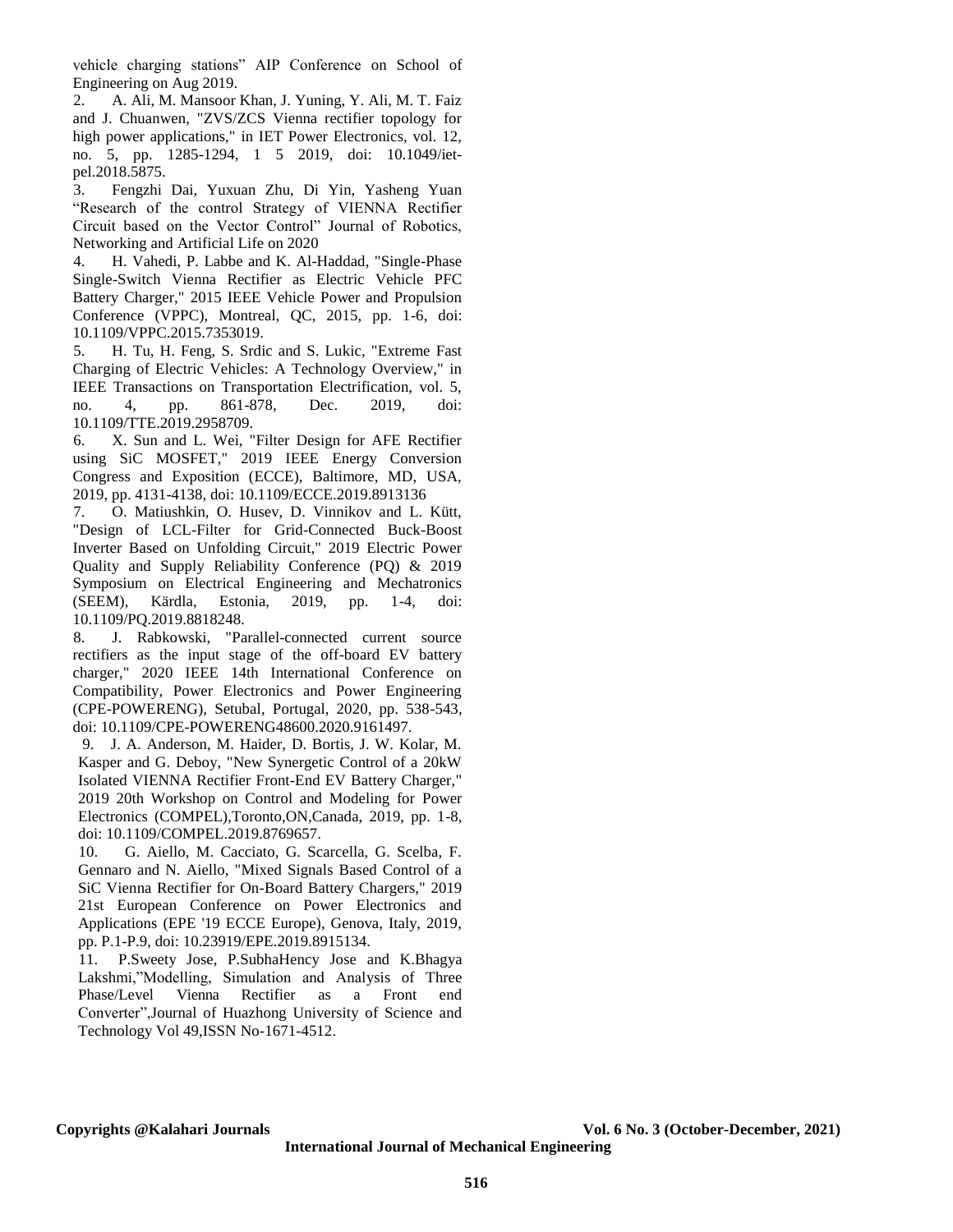vehicle charging stations" AIP Conference on School of Engineering on Aug 2019.

2. A. Ali, M. Mansoor Khan, J. Yuning, Y. Ali, M. T. Faiz and J. Chuanwen, "ZVS/ZCS Vienna rectifier topology for high power applications," in IET Power Electronics, vol. 12, no. 5, pp. 1285-1294, 1 5 2019, doi: 10.1049/iet-pel.2018.5875.

3. Fengzhi Dai, Yuxuan Zhu, Di Yin, Yasheng Yuan "Research of the control Strategy of VIENNA Rectifier Circuit based on the Vector Control" Journal of Robotics, Networking and Artificial Life on 2020

4. H. Vahedi, P. Labbe and K. Al-Haddad, "Single-Phase Single-Switch Vienna Rectifier as Electric Vehicle PFC Battery Charger," 2015 IEEE Vehicle Power and Propulsion Conference (VPPC), Montreal, QC, 2015, pp. 1-6, doi: 10.1109/VPPC.2015.7353019.

5. H. Tu, H. Feng, S. Srdic and S. Lukic, "Extreme Fast Charging of Electric Vehicles: A Technology Overview," in IEEE Transactions on Transportation Electrification, vol. 5, no. 4, pp. 861-878, Dec. 2019, doi: 10.1109/TTE.2019.2958709.

6. X. Sun and L. Wei, "Filter Design for AFE Rectifier using SiC MOSFET," 2019 IEEE Energy Conversion Congress and Exposition (ECCE), Baltimore, MD, USA, 2019, pp. 4131-4138, doi: 10.1109/ECCE.2019.8913136

7. O. Matiushkin, O. Husev, D. Vinnikov and L. Kütt, "Design of LCL-Filter for Grid-Connected Buck-Boost Inverter Based on Unfolding Circuit," 2019 Electric Power Quality and Supply Reliability Conference (PQ) & 2019 Symposium on Electrical Engineering and Mechatronics (SEEM), Kärdla, Estonia, 2019, pp. 1-4, doi: 10.1109/PQ.2019.8818248.

8. J. Rabkowski, "Parallel-connected current source rectifiers as the input stage of the off-board EV battery charger," 2020 IEEE 14th International Conference on Compatibility, Power Electronics and Power Engineering (CPE-POWERENG), Setubal, Portugal, 2020, pp. 538-543, doi: 10.1109/CPE-POWERENG48600.2020.9161497.

9. J. A. Anderson, M. Haider, D. Bortis, J. W. Kolar, M. Kasper and G. Deboy, "New Synergetic Control of a 20kW Isolated VIENNA Rectifier Front-End EV Battery Charger," 2019 20th Workshop on Control and Modeling for Power Electronics (COMPEL),Toronto,ON,Canada, 2019, pp. 1-8, doi: 10.1109/COMPEL.2019.8769657.

10. G. Aiello, M. Cacciato, G. Scarcella, G. Scelba, F. Gennaro and N. Aiello, "Mixed Signals Based Control of a SiC Vienna Rectifier for On-Board Battery Chargers," 2019 21st European Conference on Power Electronics and Applications (EPE '19 ECCE Europe), Genova, Italy, 2019, pp. P.1-P.9, doi: 10.23919/EPE.2019.8915134.

11. P.Sweety Jose, P.SubhaHency Jose and K.Bhagya Lakshmi,"Modelling, Simulation and Analysis of Three Phase/Level Vienna Rectifier as a Front end Converter",Journal of Huazhong University of Science and Technology Vol 49,ISSN No-1671-4512.